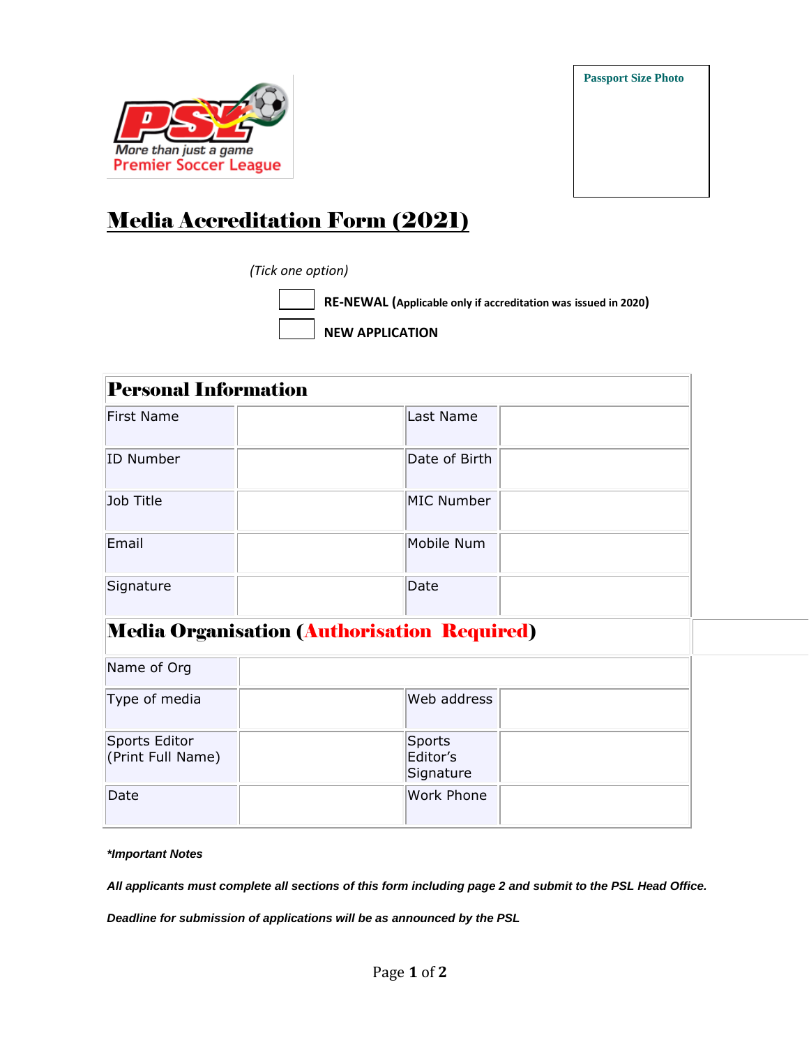More than just a game
Premier Soccer League

Passport Size Photo

# Media Accreditation Form (2021)

*(Tick one option)*

☐ **RE-NEWAL (Applicable only if accreditation was issued in 2020)**

☐ **NEW APPLICATION**

## Personal Information

| | | | |
|---|---|---|---|
| First Name | | Last Name | |
| ID Number | | Date of Birth | |
| Job Title | | MIC Number | |
| Email | | Mobile Num | |
| Signature | | Date | |

## Media Organisation (Authorisation Required)

| | | | |
|---|---|---|---|
| Name of Org | | | |
| Type of media | | Web address | |
| Sports Editor (Print Full Name) | | Sports Editor's Signature | |
| Date | | Work Phone | |

***Important Notes**

***All applicants must complete all sections of this form including page 2 and submit to the PSL Head Office.***

***Deadline for submission of applications will be as announced by the PSL***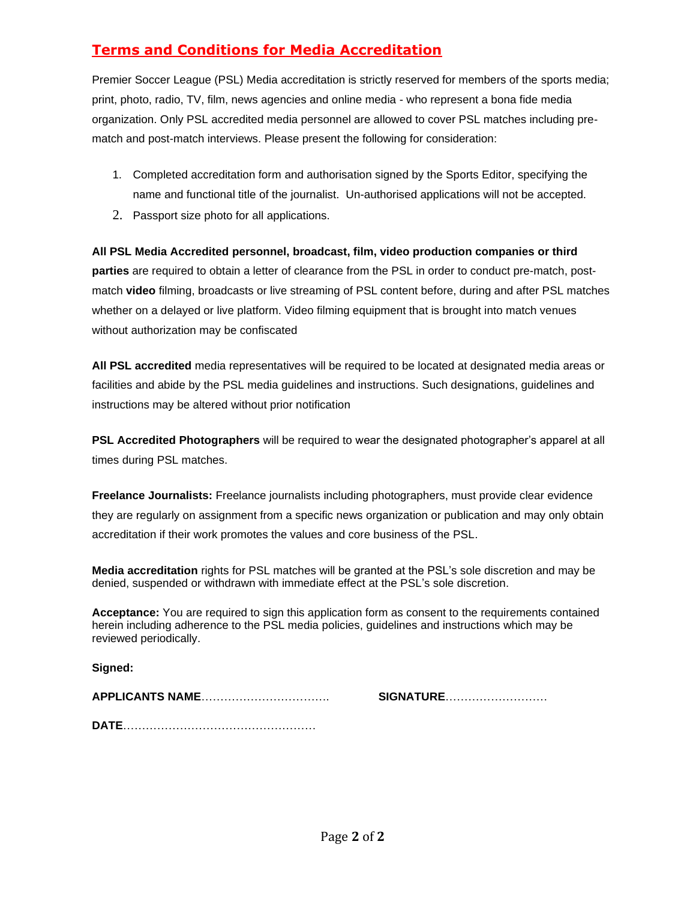# Terms and Conditions for Media Accreditation

Premier Soccer League (PSL) Media accreditation is strictly reserved for members of the sports media; print, photo, radio, TV, film, news agencies and online media - who represent a bona fide media organization. Only PSL accredited media personnel are allowed to cover PSL matches including pre-match and post-match interviews. Please present the following for consideration:

1. Completed accreditation form and authorisation signed by the Sports Editor, specifying the name and functional title of the journalist. Un-authorised applications will not be accepted.
2. Passport size photo for all applications.

**All PSL Media Accredited personnel, broadcast, film, video production companies or third parties** are required to obtain a letter of clearance from the PSL in order to conduct pre-match, post-match **video** filming, broadcasts or live streaming of PSL content before, during and after PSL matches whether on a delayed or live platform. Video filming equipment that is brought into match venues without authorization may be confiscated

**All PSL accredited** media representatives will be required to be located at designated media areas or facilities and abide by the PSL media guidelines and instructions. Such designations, guidelines and instructions may be altered without prior notification

**PSL Accredited Photographers** will be required to wear the designated photographer's apparel at all times during PSL matches.

**Freelance Journalists:** Freelance journalists including photographers, must provide clear evidence they are regularly on assignment from a specific news organization or publication and may only obtain accreditation if their work promotes the values and core business of the PSL.

**Media accreditation** rights for PSL matches will be granted at the PSL's sole discretion and may be denied, suspended or withdrawn with immediate effect at the PSL's sole discretion.

**Acceptance:** You are required to sign this application form as consent to the requirements contained herein including adherence to the PSL media policies, guidelines and instructions which may be reviewed periodically.

**Signed:**

**APPLICANTS NAME**……………………………. **SIGNATURE**………………………

**DATE**……………………………………………